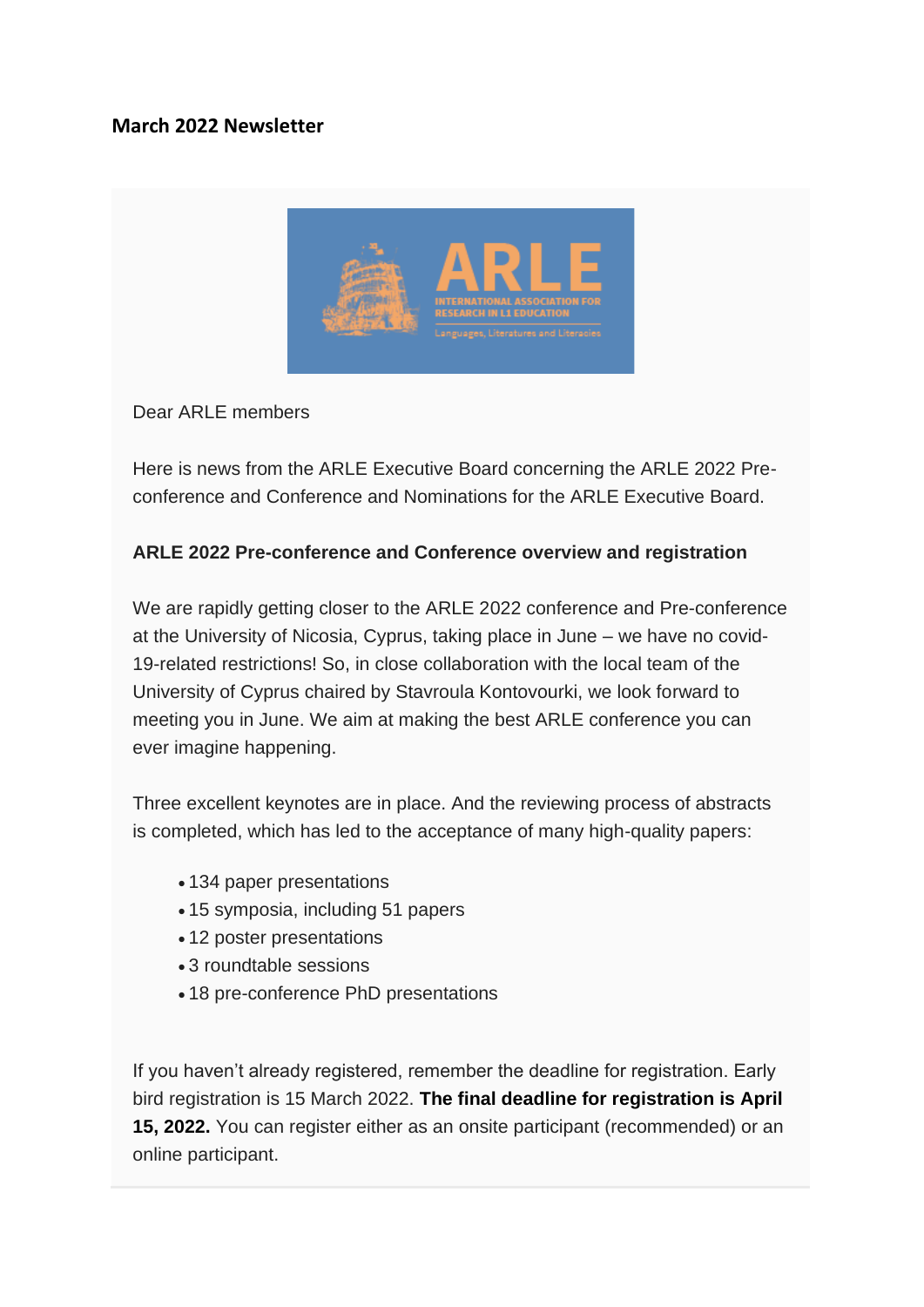## March 2022 Newsletter

Dear ARLE members

Here is news from the ARLE Executive Board concerning the ARLE 2022 Pre-conference and Conference and Nominations for the ARLE Executive Board.

**ARLE 2022 Pre-conference and Conference overview and registration**

We are rapidly getting closer to the ARLE 2022 conference and Pre-conference at the University of Nicosia, Cyprus, taking place in June – we have no covid-19-related restrictions! So, in close collaboration with the local team of the University of Cyprus chaired by Stavroula Kontovourki, we look forward to meeting you in June. We aim at making the best ARLE conference you can ever imagine happening.

Three excellent keynotes are in place. And the reviewing process of abstracts is completed, which has led to the acceptance of many high-quality papers:

- 134 paper presentations
- 15 symposia, including 51 papers
- 12 poster presentations
- 3 roundtable sessions
- 18 pre-conference PhD presentations

If you haven't already registered, remember the deadline for registration. Early bird registration is 15 March 2022. **The final deadline for registration is April 15, 2022.** You can register either as an onsite participant (recommended) or an online participant.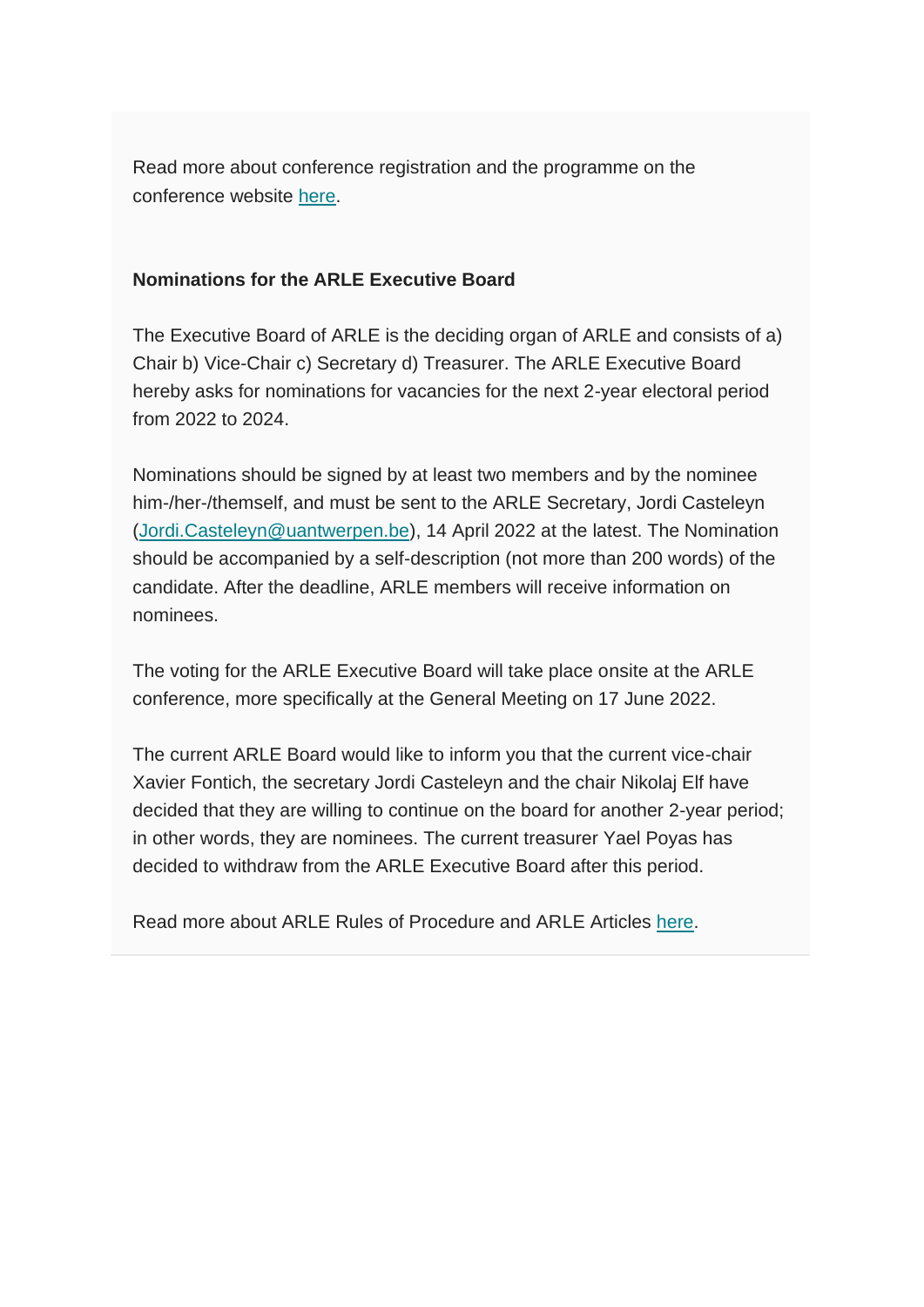Read more about conference registration and the programme on the conference website here.

**Nominations for the ARLE Executive Board**

The Executive Board of ARLE is the deciding organ of ARLE and consists of a) Chair b) Vice-Chair c) Secretary d) Treasurer. The ARLE Executive Board hereby asks for nominations for vacancies for the next 2-year electoral period from 2022 to 2024.

Nominations should be signed by at least two members and by the nominee him-/her-/themself, and must be sent to the ARLE Secretary, Jordi Casteleyn (Jordi.Casteleyn@uantwerpen.be), 14 April 2022 at the latest. The Nomination should be accompanied by a self-description (not more than 200 words) of the candidate. After the deadline, ARLE members will receive information on nominees.

The voting for the ARLE Executive Board will take place onsite at the ARLE conference, more specifically at the General Meeting on 17 June 2022.

The current ARLE Board would like to inform you that the current vice-chair Xavier Fontich, the secretary Jordi Casteleyn and the chair Nikolaj Elf have decided that they are willing to continue on the board for another 2-year period; in other words, they are nominees. The current treasurer Yael Poyas has decided to withdraw from the ARLE Executive Board after this period.

Read more about ARLE Rules of Procedure and ARLE Articles here.